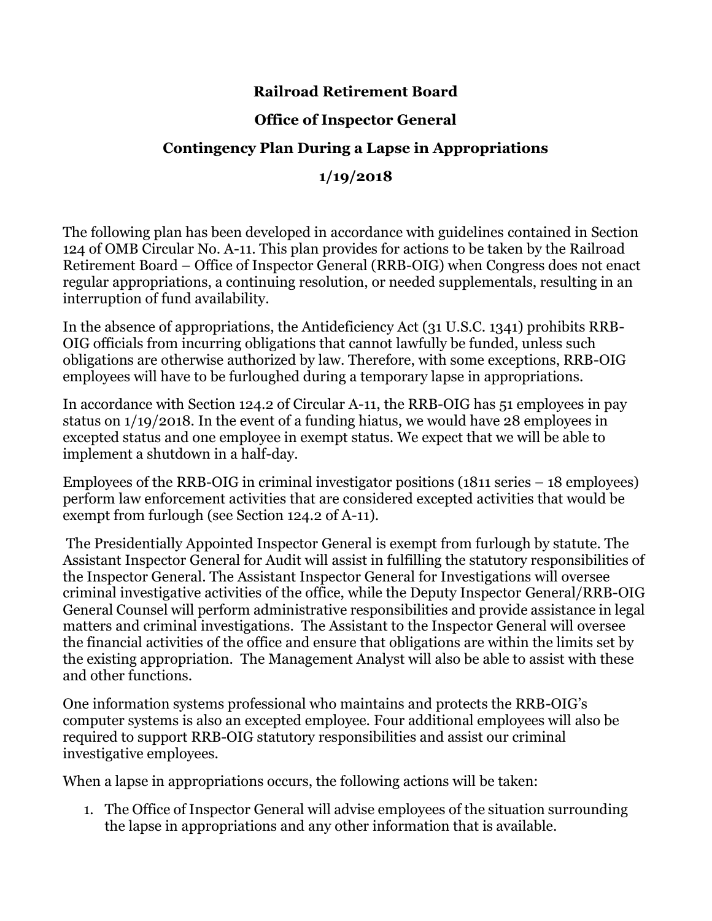# Railroad Retirement Board

## Office of Inspector General

## Contingency Plan During a Lapse in Appropriations

## 1/19/2018

The following plan has been developed in accordance with guidelines contained in Section 124 of OMB Circular No. A-11. This plan provides for actions to be taken by the Railroad Retirement Board – Office of Inspector General (RRB-OIG) when Congress does not enact regular appropriations, a continuing resolution, or needed supplementals, resulting in an interruption of fund availability.

In the absence of appropriations, the Antideficiency Act (31 U.S.C. 1341) prohibits RRB-OIG officials from incurring obligations that cannot lawfully be funded, unless such obligations are otherwise authorized by law. Therefore, with some exceptions, RRB-OIG employees will have to be furloughed during a temporary lapse in appropriations.

In accordance with Section 124.2 of Circular A-11, the RRB-OIG has 51 employees in pay status on 1/19/2018. In the event of a funding hiatus, we would have 28 employees in excepted status and one employee in exempt status. We expect that we will be able to implement a shutdown in a half-day.

Employees of the RRB-OIG in criminal investigator positions (1811 series – 18 employees) perform law enforcement activities that are considered excepted activities that would be exempt from furlough (see Section 124.2 of A-11).

The Presidentially Appointed Inspector General is exempt from furlough by statute. The Assistant Inspector General for Audit will assist in fulfilling the statutory responsibilities of the Inspector General. The Assistant Inspector General for Investigations will oversee criminal investigative activities of the office, while the Deputy Inspector General/RRB-OIG General Counsel will perform administrative responsibilities and provide assistance in legal matters and criminal investigations. The Assistant to the Inspector General will oversee the financial activities of the office and ensure that obligations are within the limits set by the existing appropriation. The Management Analyst will also be able to assist with these and other functions.

One information systems professional who maintains and protects the RRB-OIG's computer systems is also an excepted employee. Four additional employees will also be required to support RRB-OIG statutory responsibilities and assist our criminal investigative employees.

When a lapse in appropriations occurs, the following actions will be taken:

1. The Office of Inspector General will advise employees of the situation surrounding the lapse in appropriations and any other information that is available.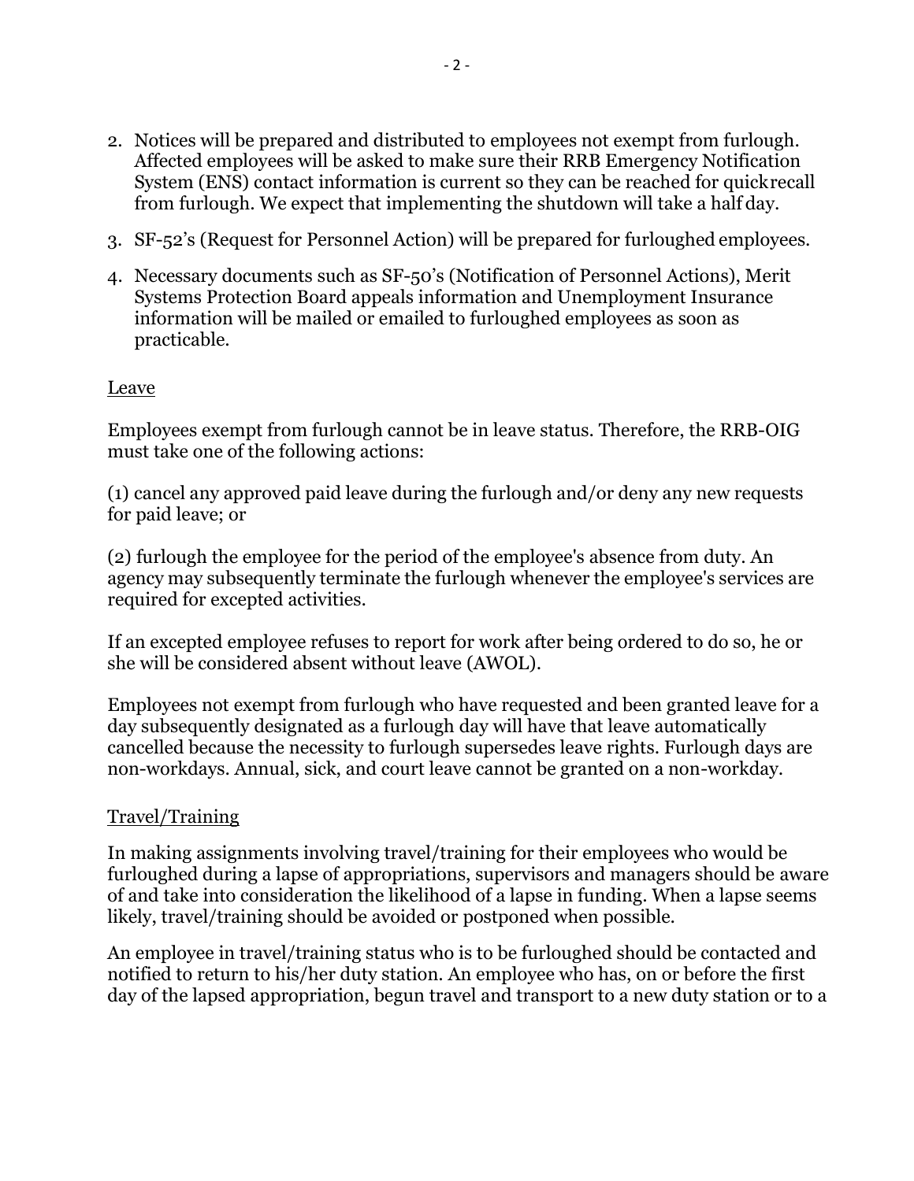2. Notices will be prepared and distributed to employees not exempt from furlough. Affected employees will be asked to make sure their RRB Emergency Notification System (ENS) contact information is current so they can be reached for quick recall from furlough. We expect that implementing the shutdown will take a half day.
3. SF-52's (Request for Personnel Action) will be prepared for furloughed employees.
4. Necessary documents such as SF-50's (Notification of Personnel Actions), Merit Systems Protection Board appeals information and Unemployment Insurance information will be mailed or emailed to furloughed employees as soon as practicable.

Leave

Employees exempt from furlough cannot be in leave status. Therefore, the RRB-OIG must take one of the following actions:

(1) cancel any approved paid leave during the furlough and/or deny any new requests for paid leave; or

(2) furlough the employee for the period of the employee's absence from duty. An agency may subsequently terminate the furlough whenever the employee's services are required for excepted activities.

If an excepted employee refuses to report for work after being ordered to do so, he or she will be considered absent without leave (AWOL).

Employees not exempt from furlough who have requested and been granted leave for a day subsequently designated as a furlough day will have that leave automatically cancelled because the necessity to furlough supersedes leave rights. Furlough days are non-workdays. Annual, sick, and court leave cannot be granted on a non-workday.

Travel/Training

In making assignments involving travel/training for their employees who would be furloughed during a lapse of appropriations, supervisors and managers should be aware of and take into consideration the likelihood of a lapse in funding. When a lapse seems likely, travel/training should be avoided or postponed when possible.

An employee in travel/training status who is to be furloughed should be contacted and notified to return to his/her duty station. An employee who has, on or before the first day of the lapsed appropriation, begun travel and transport to a new duty station or to a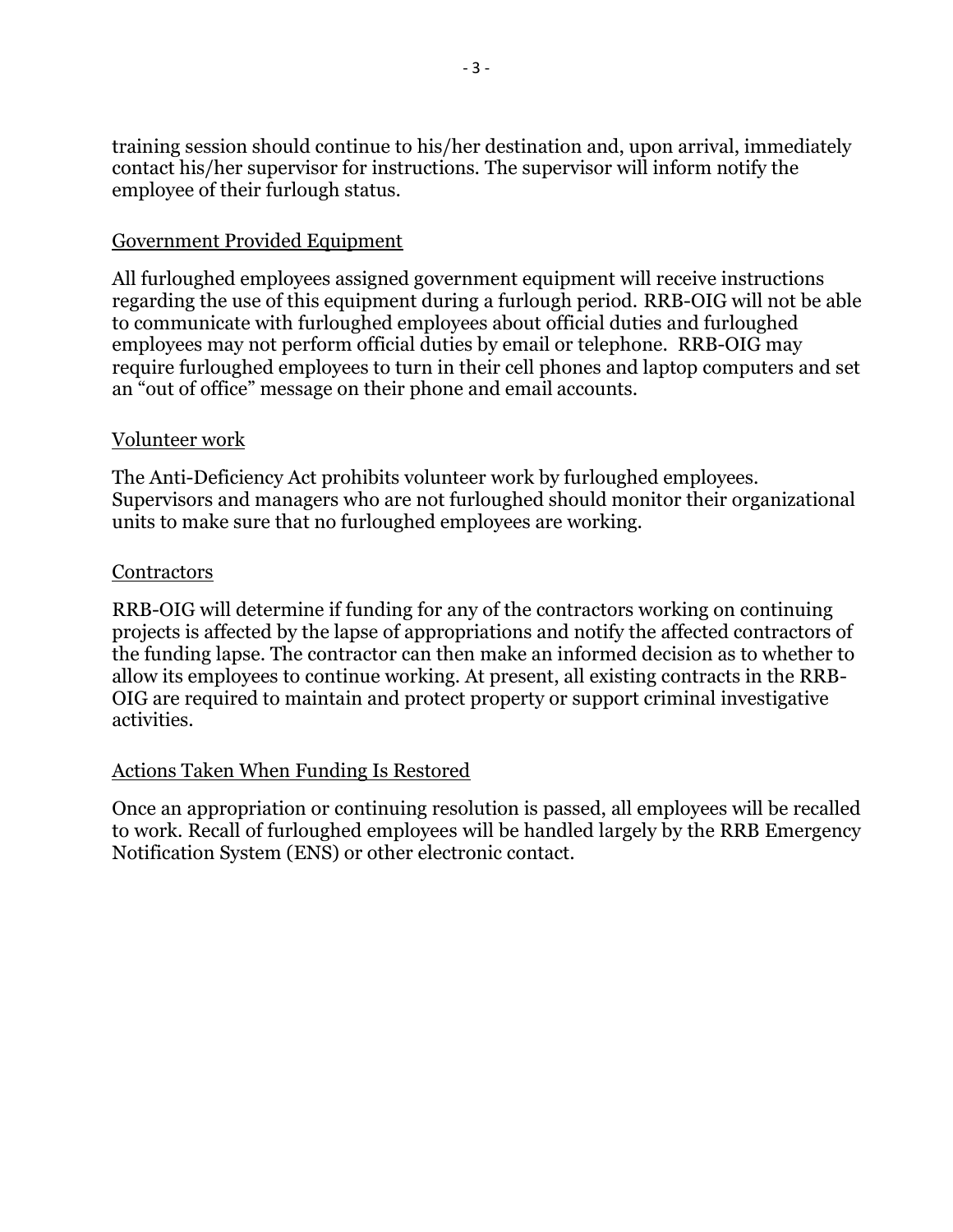training session should continue to his/her destination and, upon arrival, immediately contact his/her supervisor for instructions. The supervisor will inform notify the employee of their furlough status.

## Government Provided Equipment

All furloughed employees assigned government equipment will receive instructions regarding the use of this equipment during a furlough period. RRB-OIG will not be able to communicate with furloughed employees about official duties and furloughed employees may not perform official duties by email or telephone. RRB-OIG may require furloughed employees to turn in their cell phones and laptop computers and set an "out of office" message on their phone and email accounts.

## Volunteer work

The Anti-Deficiency Act prohibits volunteer work by furloughed employees. Supervisors and managers who are not furloughed should monitor their organizational units to make sure that no furloughed employees are working.

## Contractors

RRB-OIG will determine if funding for any of the contractors working on continuing projects is affected by the lapse of appropriations and notify the affected contractors of the funding lapse. The contractor can then make an informed decision as to whether to allow its employees to continue working. At present, all existing contracts in the RRB-OIG are required to maintain and protect property or support criminal investigative activities.

## Actions Taken When Funding Is Restored

Once an appropriation or continuing resolution is passed, all employees will be recalled to work. Recall of furloughed employees will be handled largely by the RRB Emergency Notification System (ENS) or other electronic contact.